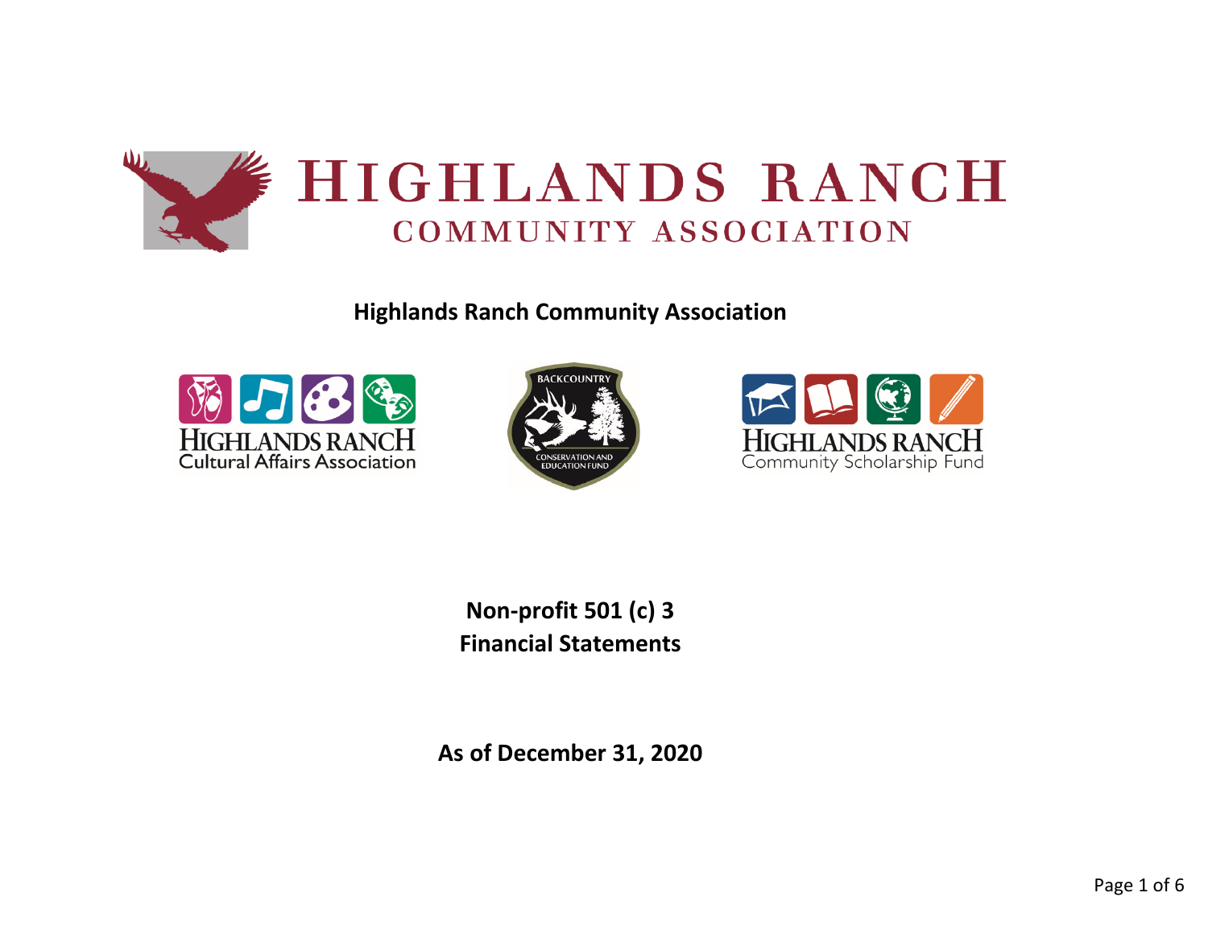# HIGHLANDS RANCH
## COMMUNITY ASSOCIATION

**Highlands Ranch Community Association**

HIGHLANDS RANCH
Cultural Affairs Association

BACKCOUNTRY
CONSERVATION AND EDUCATION FUND

HIGHLANDS RANCH
Community Scholarship Fund

**Non-profit 501 (c) 3**
**Financial Statements**

**As of December 31, 2020**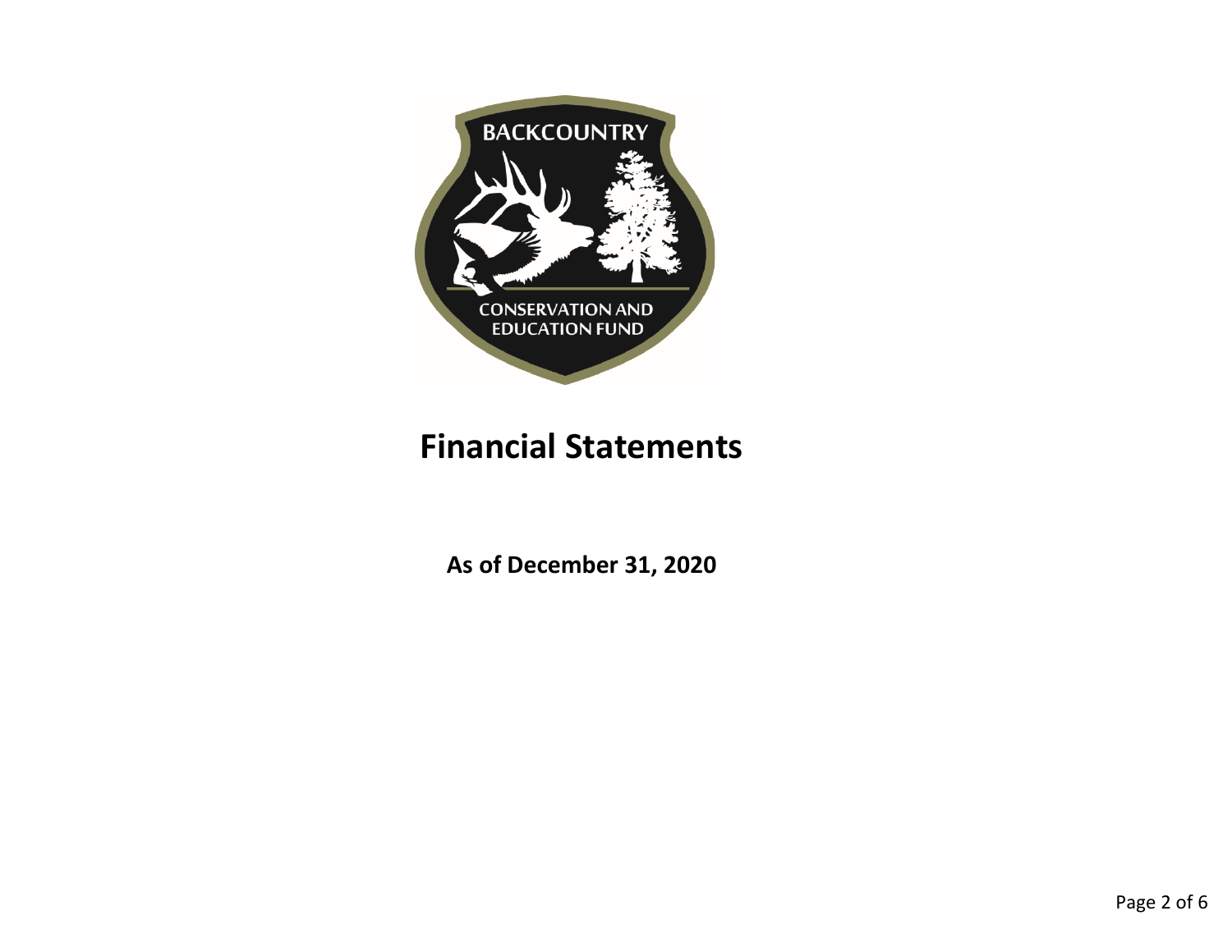BACKCOUNTRY

CONSERVATION AND EDUCATION FUND

# Financial Statements

**As of December 31, 2020**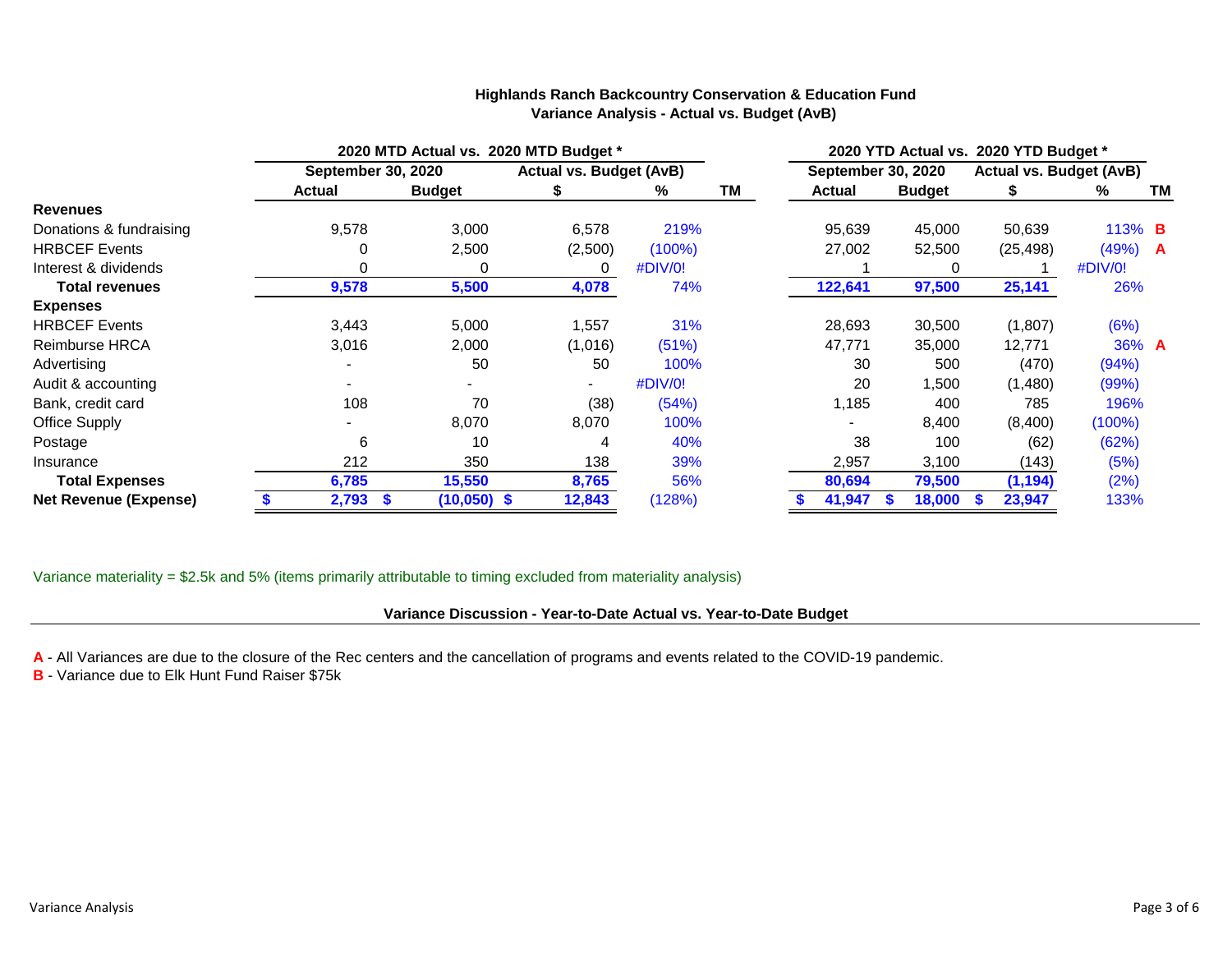**Highlands Ranch Backcountry Conservation & Education Fund**
**Variance Analysis - Actual vs. Budget (AvB)**

| | 2020 MTD Actual vs. 2020 MTD Budget * | | | | | 2020 YTD Actual vs. 2020 YTD Budget * | | | | |
|---|---|---|---|---|---|---|---|---|---|---|
| | September 30, 2020 | | Actual vs. Budget (AvB) | | | September 30, 2020 | | Actual vs. Budget (AvB) | | |
| | **Actual** | **Budget** | **$** | **%** | **TM** | **Actual** | **Budget** | **$** | **%** | **TM** |
| **Revenues** | | | | | | | | | | |
| Donations & fundraising | 9,578 | 3,000 | 6,578 | 219% | | 95,639 | 45,000 | 50,639 | 113% | B |
| HRBCEF Events | 0 | 2,500 | (2,500) | (100%) | | 27,002 | 52,500 | (25,498) | (49%) | A |
| Interest & dividends | 0 | 0 | 0 | #DIV/0! | | 1 | 0 | 1 | #DIV/0! | |
| **Total revenues** | **9,578** | **5,500** | **4,078** | 74% | | **122,641** | **97,500** | **25,141** | 26% | |
| **Expenses** | | | | | | | | | | |
| HRBCEF Events | 3,443 | 5,000 | 1,557 | 31% | | 28,693 | 30,500 | (1,807) | (6%) | |
| Reimburse HRCA | 3,016 | 2,000 | (1,016) | (51%) | | 47,771 | 35,000 | 12,771 | 36% | A |
| Advertising | - | 50 | 50 | 100% | | 30 | 500 | (470) | (94%) | |
| Audit & accounting | - | - | - | #DIV/0! | | 20 | 1,500 | (1,480) | (99%) | |
| Bank, credit card | 108 | 70 | (38) | (54%) | | 1,185 | 400 | 785 | 196% | |
| Office Supply | - | 8,070 | 8,070 | 100% | | - | 8,400 | (8,400) | (100%) | |
| Postage | 6 | 10 | 4 | 40% | | 38 | 100 | (62) | (62%) | |
| Insurance | 212 | 350 | 138 | 39% | | 2,957 | 3,100 | (143) | (5%) | |
| **Total Expenses** | **6,785** | **15,550** | **8,765** | 56% | | **80,694** | **79,500** | **(1,194)** | (2%) | |
| **Net Revenue (Expense)** | **$ 2,793** | **$ (10,050)** | **$ 12,843** | (128%) | | **$ 41,947** | **$ 18,000** | **$ 23,947** | 133% | |

Variance materiality = $2.5k and 5% (items primarily attributable to timing excluded from materiality analysis)

**Variance Discussion - Year-to-Date Actual vs. Year-to-Date Budget**

**A** - All Variances are due to the closure of the Rec centers and the cancellation of programs and events related to the COVID-19 pandemic.
**B** - Variance due to Elk Hunt Fund Raiser $75k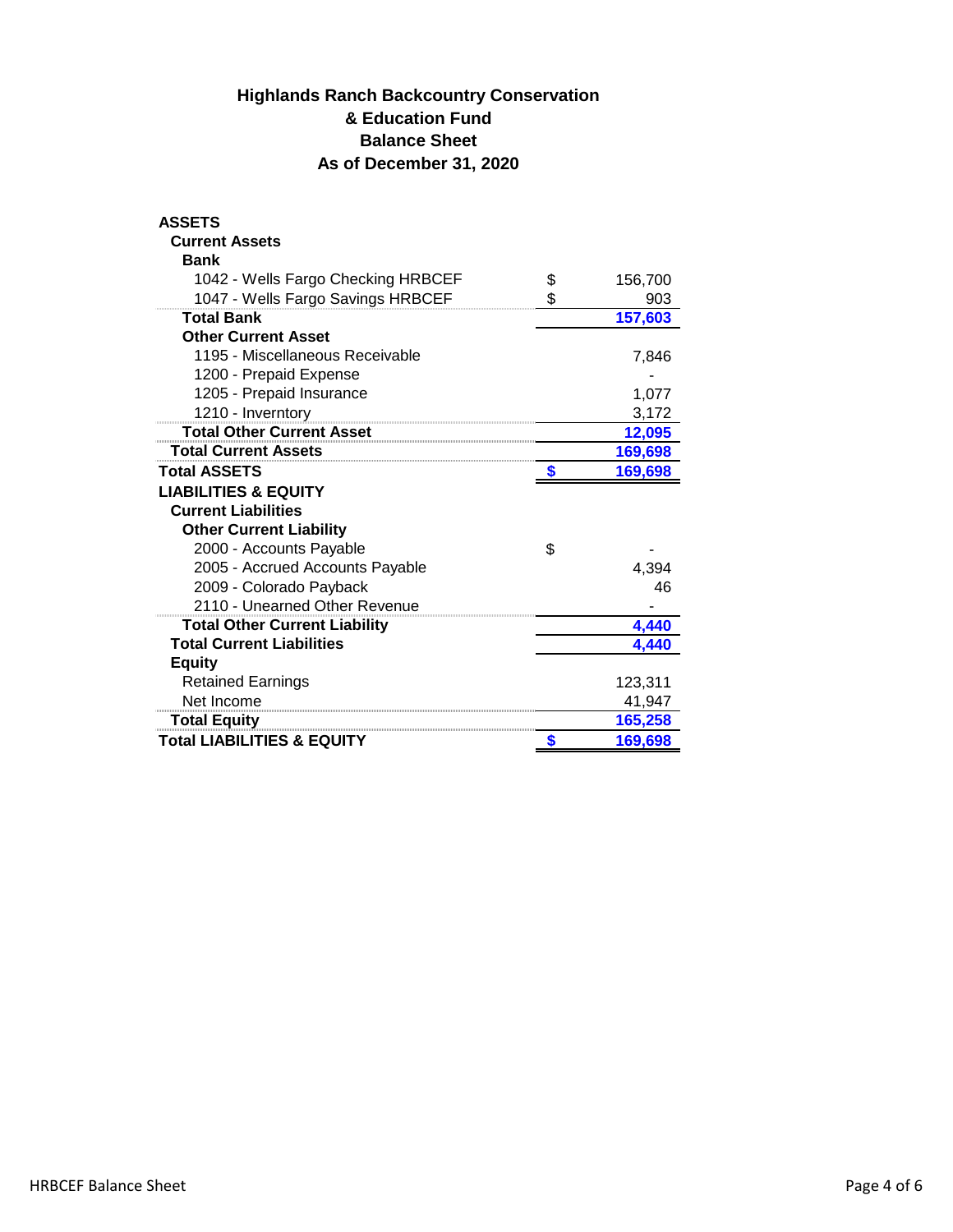# Highlands Ranch Backcountry Conservation & Education Fund
## Balance Sheet
### As of December 31, 2020

| | | |
|---|---|---|
| **ASSETS** | | |
| **Current Assets** | | |
| **Bank** | | |
| 1042 - Wells Fargo Checking HRBCEF | $ | 156,700 |
| 1047 - Wells Fargo Savings HRBCEF | $ | 903 |
| **Total Bank** | | **157,603** |
| **Other Current Asset** | | |
| 1195 - Miscellaneous Receivable | | 7,846 |
| 1200 - Prepaid Expense | | - |
| 1205 - Prepaid Insurance | | 1,077 |
| 1210 - Inverntory | | 3,172 |
| **Total Other Current Asset** | | **12,095** |
| **Total Current Assets** | | **169,698** |
| **Total ASSETS** | **$** | **169,698** |
| **LIABILITIES & EQUITY** | | |
| **Current Liabilities** | | |
| **Other Current Liability** | | |
| 2000 - Accounts Payable | $ | - |
| 2005 - Accrued Accounts Payable | | 4,394 |
| 2009 - Colorado Payback | | 46 |
| 2110 - Unearned Other Revenue | | - |
| **Total Other Current Liability** | | **4,440** |
| **Total Current Liabilities** | | **4,440** |
| **Equity** | | |
| Retained Earnings | | 123,311 |
| Net Income | | 41,947 |
| **Total Equity** | | **165,258** |
| **Total LIABILITIES & EQUITY** | **$** | **169,698** |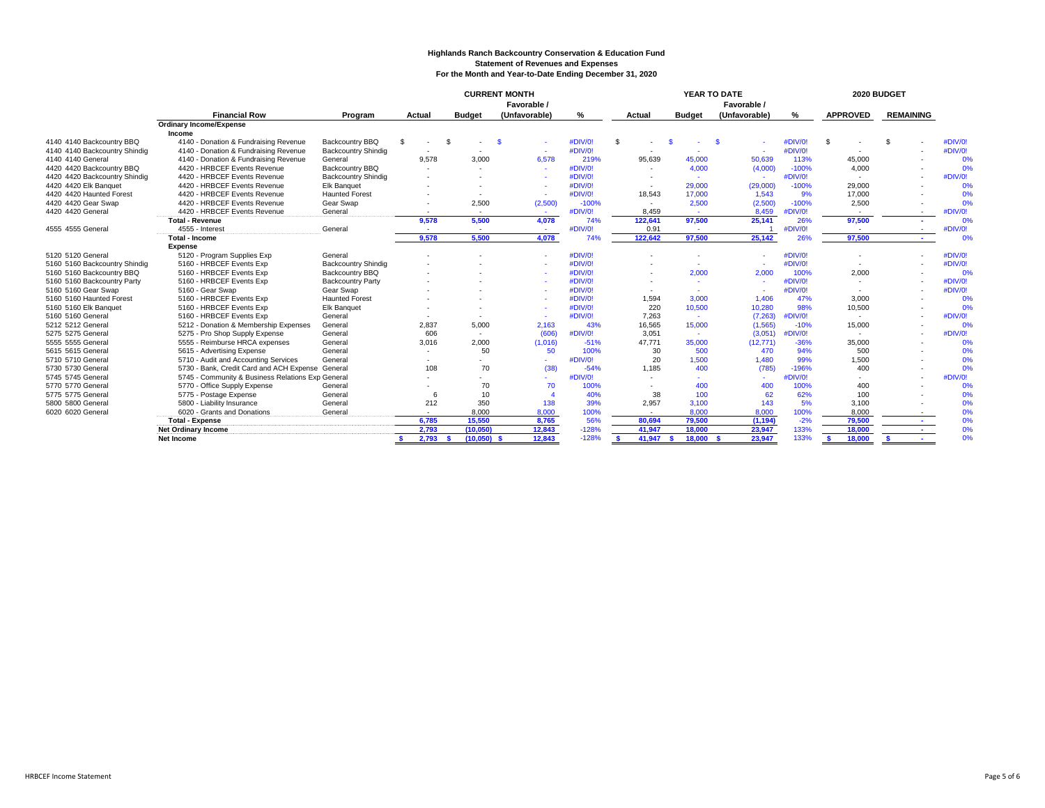**Highlands Ranch Backcountry Conservation & Education Fund**
**Statement of Revenues and Expenses**
**For the Month and Year-to-Date Ending December 31, 2020**

| | Financial Row | Program | CURRENT MONTH Actual | Budget | Favorable / (Unfavorable) | % | YEAR TO DATE Actual | Budget | Favorable / (Unfavorable) | % | 2020 BUDGET APPROVED | REMAINING | |
|---|---|---|---|---|---|---|---|---|---|---|---|---|---|
| | **Ordinary Income/Expense** | | | | | | | | | | | | |
| | **Income** | | | | | | | | | | | | |
| 4140 4140 Backcountry BBQ | 4140 - Donation & Fundraising Revenue | Backcountry BBQ | $ - | $ - | $ - | #DIV/0! | $ - | $ - | $ - | #DIV/0! | $ - | $ - | #DIV/0! |
| 4140 4140 Backcountry Shindig | 4140 - Donation & Fundraising Revenue | Backcountry Shindig | - | - | - | #DIV/0! | - | - | - | #DIV/0! | - | - | #DIV/0! |
| 4140 4140 General | 4140 - Donation & Fundraising Revenue | General | 9,578 | 3,000 | 6,578 | 219% | 95,639 | 45,000 | 50,639 | 113% | 45,000 | - | 0% |
| 4420 4420 Backcountry BBQ | 4420 - HRBCEF Events Revenue | Backcountry BBQ | - | - | - | #DIV/0! | - | 4,000 | (4,000) | -100% | 4,000 | - | 0% |
| 4420 4420 Backcountry Shindig | 4420 - HRBCEF Events Revenue | Backcountry Shindig | - | - | - | #DIV/0! | - | - | - | #DIV/0! | - | - | #DIV/0! |
| 4420 4420 Elk Banquet | 4420 - HRBCEF Events Revenue | Elk Banquet | - | - | - | #DIV/0! | - | 29,000 | (29,000) | -100% | 29,000 | - | 0% |
| 4420 4420 Haunted Forest | 4420 - HRBCEF Events Revenue | Haunted Forest | - | - | - | #DIV/0! | 18,543 | 17,000 | 1,543 | 9% | 17,000 | - | 0% |
| 4420 4420 Gear Swap | 4420 - HRBCEF Events Revenue | Gear Swap | - | 2,500 | (2,500) | -100% | - | 2,500 | (2,500) | -100% | 2,500 | - | 0% |
| 4420 4420 General | 4420 - HRBCEF Events Revenue | General | - | - | - | #DIV/0! | 8,459 | - | 8,459 | #DIV/0! | - | - | #DIV/0! |
| | **Total - Revenue** | | **9,578** | **5,500** | **4,078** | 74% | **122,641** | **97,500** | **25,141** | 26% | **97,500** | **-** | 0% |
| 4555 4555 General | 4555 - Interest | General | - | - | - | #DIV/0! | 0.91 | - | 1 | #DIV/0! | - | - | #DIV/0! |
| | **Total - Income** | | **9,578** | **5,500** | **4,078** | 74% | **122,642** | **97,500** | **25,142** | 26% | **97,500** | **-** | 0% |
| | **Expense** | | | | | | | | | | | | |
| 5120 5120 General | 5120 - Program Supplies Exp | General | - | - | - | #DIV/0! | - | - | - | #DIV/0! | - | - | #DIV/0! |
| 5160 5160 Backcountry Shindig | 5160 - HRBCEF Events Exp | Backcountry Shindig | - | - | - | #DIV/0! | - | - | - | #DIV/0! | - | - | #DIV/0! |
| 5160 5160 Backcountry BBQ | 5160 - HRBCEF Events Exp | Backcountry BBQ | - | - | - | #DIV/0! | - | 2,000 | 2,000 | 100% | 2,000 | - | 0% |
| 5160 5160 Backcountry Party | 5160 - HRBCEF Events Exp | Backcountry Party | - | - | - | #DIV/0! | - | - | - | #DIV/0! | - | - | #DIV/0! |
| 5160 5160 Gear Swap | 5160 - Gear Swap | Gear Swap | - | - | - | #DIV/0! | - | - | - | #DIV/0! | - | - | #DIV/0! |
| 5160 5160 Haunted Forest | 5160 - HRBCEF Events Exp | Haunted Forest | - | - | - | #DIV/0! | 1,594 | 3,000 | 1,406 | 47% | 3,000 | - | 0% |
| 5160 5160 Elk Banquet | 5160 - HRBCEF Events Exp | Elk Banquet | - | - | - | #DIV/0! | 220 | 10,500 | 10,280 | 98% | 10,500 | - | 0% |
| 5160 5160 General | 5160 - HRBCEF Events Exp | General | - | - | - | #DIV/0! | 7,263 | - | (7,263) | #DIV/0! | - | - | #DIV/0! |
| 5212 5212 General | 5212 - Donation & Membership Expenses | General | 2,837 | 5,000 | 2,163 | 43% | 16,565 | 15,000 | (1,565) | -10% | 15,000 | - | 0% |
| 5275 5275 General | 5275 - Pro Shop Supply Expense | General | 606 | - | (606) | #DIV/0! | 3,051 | - | (3,051) | #DIV/0! | - | - | #DIV/0! |
| 5555 5555 General | 5555 - Reimburse HRCA expenses | General | 3,016 | 2,000 | (1,016) | -51% | 47,771 | 35,000 | (12,771) | -36% | 35,000 | - | 0% |
| 5615 5615 General | 5615 - Advertising Expense | General | - | 50 | 50 | 100% | 30 | 500 | 470 | 94% | 500 | - | 0% |
| 5710 5710 General | 5710 - Audit and Accounting Services | General | - | - | - | #DIV/0! | 20 | 1,500 | 1,480 | 99% | 1,500 | - | 0% |
| 5730 5730 General | 5730 - Bank, Credit Card and ACH Expense | General | 108 | 70 | (38) | -54% | 1,185 | 400 | (785) | -196% | 400 | - | 0% |
| 5745 5745 General | 5745 - Community & Business Relations Exp | General | - | - | - | #DIV/0! | - | - | - | #DIV/0! | - | - | #DIV/0! |
| 5770 5770 General | 5770 - Office Supply Expense | General | - | 70 | 70 | 100% | - | 400 | 400 | 100% | 400 | - | 0% |
| 5775 5775 General | 5775 - Postage Expense | General | 6 | 10 | 4 | 40% | 38 | 100 | 62 | 62% | 100 | - | 0% |
| 5800 5800 General | 5800 - Liability Insurance | General | 212 | 350 | 138 | 39% | 2,957 | 3,100 | 143 | 5% | 3,100 | - | 0% |
| 6020 6020 General | 6020 - Grants and Donations | General | - | 8,000 | 8,000 | 100% | - | 8,000 | 8,000 | 100% | 8,000 | - | 0% |
| | **Total - Expense** | | **6,785** | **15,550** | **8,765** | 56% | **80,694** | **79,500** | **(1,194)** | -2% | **79,500** | **-** | 0% |
| | **Net Ordinary Income** | | **2,793** | **(10,050)** | **12,843** | -128% | **41,947** | **18,000** | **23,947** | 133% | **18,000** | **-** | 0% |
| | **Net Income** | | **$ 2,793** | **$ (10,050)** | **$ 12,843** | -128% | **$ 41,947** | **$ 18,000** | **$ 23,947** | 133% | **$ 18,000** | **$ -** | 0% |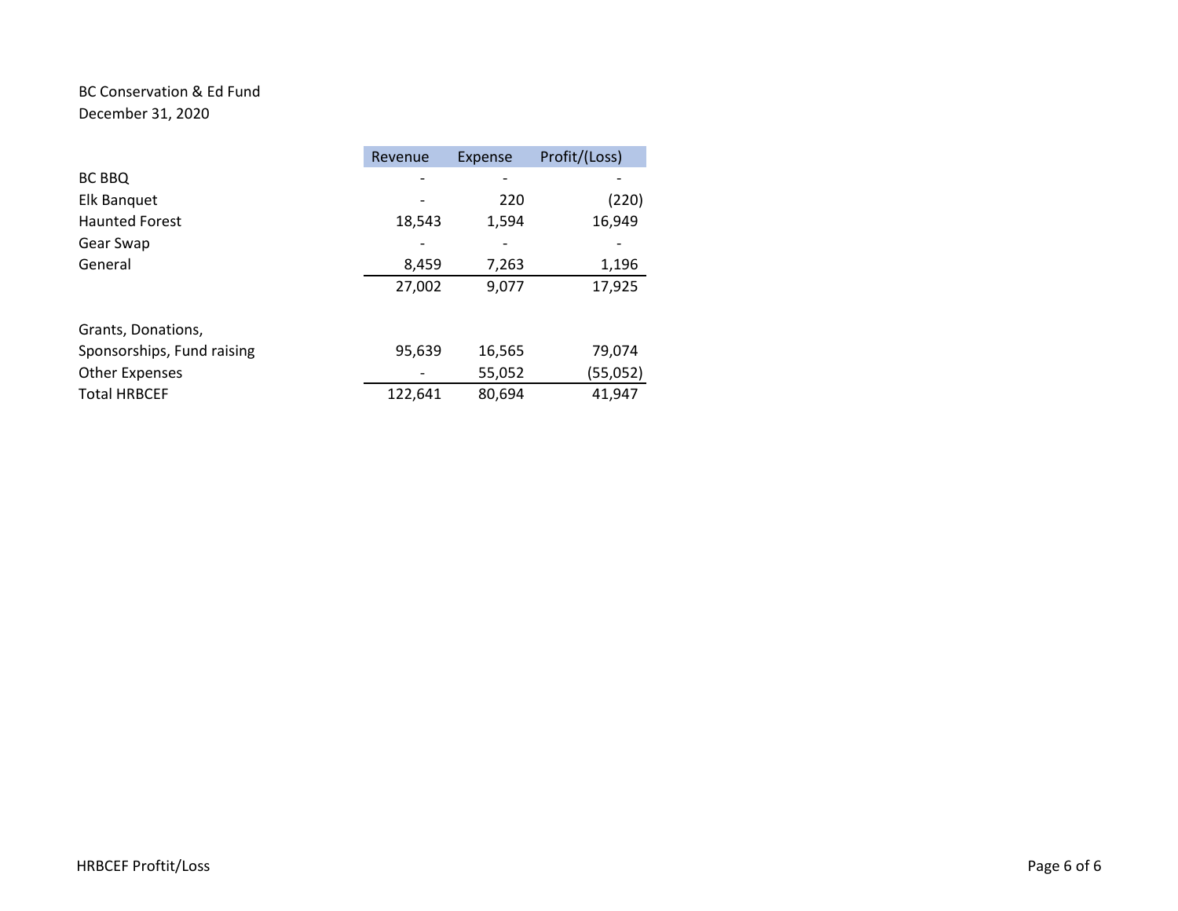BC Conservation & Ed Fund

December 31, 2020

| | Revenue | Expense | Profit/(Loss) |
|---|---|---|---|
| BC BBQ | - | - | - |
| Elk Banquet | - | 220 | (220) |
| Haunted Forest | 18,543 | 1,594 | 16,949 |
| Gear Swap | - | - | - |
| General | 8,459 | 7,263 | 1,196 |
| | 27,002 | 9,077 | 17,925 |
| Grants, Donations, Sponsorships, Fund raising | 95,639 | 16,565 | 79,074 |
| Other Expenses | - | 55,052 | (55,052) |
| Total HRBCEF | 122,641 | 80,694 | 41,947 |

HRBCEF Proftit/Loss